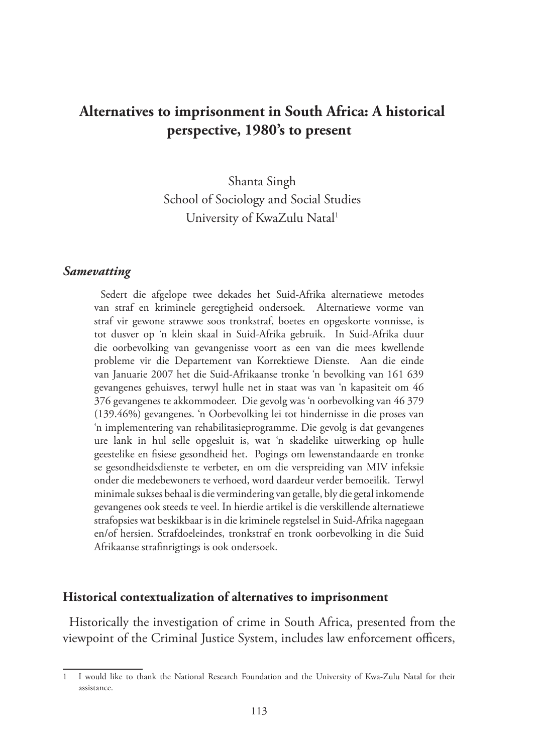# Alternatives to imprisonment in South Africa: A historical perspective, 1980's to present

Shanta Singh
School of Sociology and Social Studies
University of KwaZulu Natal[1]

### *Samevatting*

Sedert die afgelope twee dekades het Suid-Afrika alternatiewe metodes van straf en kriminele geregtigheid ondersoek. Alternatiewe vorme van straf vir gewone strawwe soos tronkstraf, boetes en opgeskorte vonnisse, is tot dusver op 'n klein skaal in Suid-Afrika gebruik. In Suid-Afrika duur die oorbevolking van gevangenisse voort as een van die mees kwellende probleme vir die Departement van Korrektiewe Dienste. Aan die einde van Januarie 2007 het die Suid-Afrikaanse tronke 'n bevolking van 161 639 gevangenes gehuisves, terwyl hulle net in staat was van 'n kapasiteit om 46 376 gevangenes te akkommodeer. Die gevolg was 'n oorbevolking van 46 379 (139.46%) gevangenes. 'n Oorbevolking lei tot hindernisse in die proses van 'n implementering van rehabilitasieprogramme. Die gevolg is dat gevangenes ure lank in hul selle opgesluit is, wat 'n skadelike uitwerking op hulle geestelike en fisiese gesondheid het. Pogings om lewenstandaarde en tronke se gesondheidsdienste te verbeter, en om die verspreiding van MIV infeksie onder die medebewoners te verhoed, word daardeur verder bemoeilik. Terwyl minimale sukses behaal is die vermindering van getalle, bly die getal inkomende gevangenes ook steeds te veel. In hierdie artikel is die verskillende alternatiewe strafopsies wat beskikbaar is in die kriminele regstelsel in Suid-Afrika nagegaan en/of hersien. Strafdoeleindes, tronkstraf en tronk oorbevolking in die Suid Afrikaanse strafinrigtings is ook ondersoek.

## Historical contextualization of alternatives to imprisonment

Historically the investigation of crime in South Africa, presented from the viewpoint of the Criminal Justice System, includes law enforcement officers,

---

[1] I would like to thank the National Research Foundation and the University of Kwa-Zulu Natal for their assistance.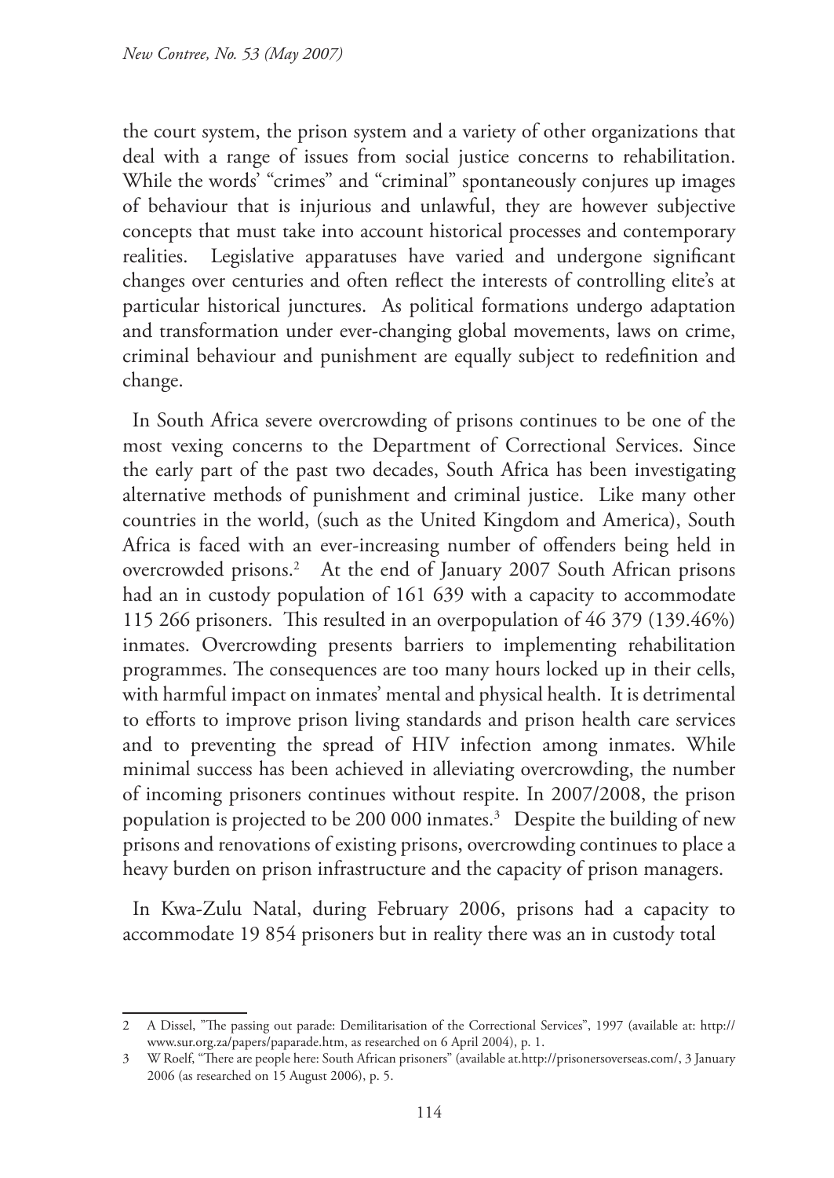the court system, the prison system and a variety of other organizations that deal with a range of issues from social justice concerns to rehabilitation. While the words' "crimes" and "criminal" spontaneously conjures up images of behaviour that is injurious and unlawful, they are however subjective concepts that must take into account historical processes and contemporary realities. Legislative apparatuses have varied and undergone significant changes over centuries and often reflect the interests of controlling elite's at particular historical junctures. As political formations undergo adaptation and transformation under ever-changing global movements, laws on crime, criminal behaviour and punishment are equally subject to redefinition and change.

In South Africa severe overcrowding of prisons continues to be one of the most vexing concerns to the Department of Correctional Services. Since the early part of the past two decades, South Africa has been investigating alternative methods of punishment and criminal justice. Like many other countries in the world, (such as the United Kingdom and America), South Africa is faced with an ever-increasing number of offenders being held in overcrowded prisons.[2] At the end of January 2007 South African prisons had an in custody population of 161 639 with a capacity to accommodate 115 266 prisoners. This resulted in an overpopulation of 46 379 (139.46%) inmates. Overcrowding presents barriers to implementing rehabilitation programmes. The consequences are too many hours locked up in their cells, with harmful impact on inmates' mental and physical health. It is detrimental to efforts to improve prison living standards and prison health care services and to preventing the spread of HIV infection among inmates. While minimal success has been achieved in alleviating overcrowding, the number of incoming prisoners continues without respite. In 2007/2008, the prison population is projected to be 200 000 inmates.[3] Despite the building of new prisons and renovations of existing prisons, overcrowding continues to place a heavy burden on prison infrastructure and the capacity of prison managers.

In Kwa-Zulu Natal, during February 2006, prisons had a capacity to accommodate 19 854 prisoners but in reality there was an in custody total

---

2 A Dissel, "The passing out parade: Demilitarisation of the Correctional Services", 1997 (available at: http://www.sur.org.za/papers/paparade.htm, as researched on 6 April 2004), p. 1.

3 W Roelf, "There are people here: South African prisoners" (available at.http://prisonersoverseas.com/, 3 January 2006 (as researched on 15 August 2006), p. 5.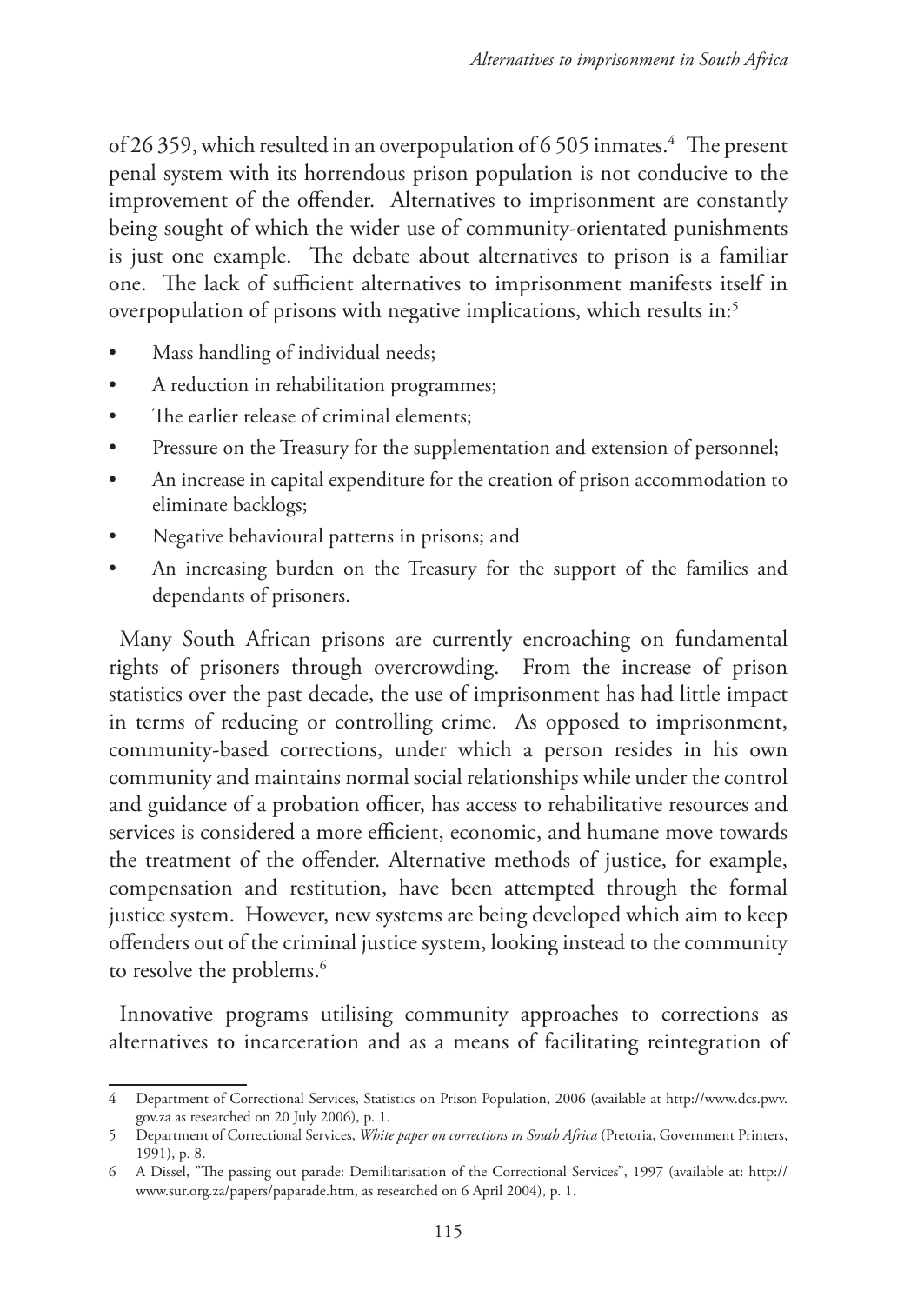of 26 359, which resulted in an overpopulation of 6 505 inmates.[4] The present penal system with its horrendous prison population is not conducive to the improvement of the offender. Alternatives to imprisonment are constantly being sought of which the wider use of community-orientated punishments is just one example. The debate about alternatives to prison is a familiar one. The lack of sufficient alternatives to imprisonment manifests itself in overpopulation of prisons with negative implications, which results in:[5]

- Mass handling of individual needs;
- A reduction in rehabilitation programmes;
- The earlier release of criminal elements;
- Pressure on the Treasury for the supplementation and extension of personnel;
- An increase in capital expenditure for the creation of prison accommodation to eliminate backlogs;
- Negative behavioural patterns in prisons; and
- An increasing burden on the Treasury for the support of the families and dependants of prisoners.

Many South African prisons are currently encroaching on fundamental rights of prisoners through overcrowding. From the increase of prison statistics over the past decade, the use of imprisonment has had little impact in terms of reducing or controlling crime. As opposed to imprisonment, community-based corrections, under which a person resides in his own community and maintains normal social relationships while under the control and guidance of a probation officer, has access to rehabilitative resources and services is considered a more efficient, economic, and humane move towards the treatment of the offender. Alternative methods of justice, for example, compensation and restitution, have been attempted through the formal justice system. However, new systems are being developed which aim to keep offenders out of the criminal justice system, looking instead to the community to resolve the problems.[6]

Innovative programs utilising community approaches to corrections as alternatives to incarceration and as a means of facilitating reintegration of

---

4 Department of Correctional Services, Statistics on Prison Population, 2006 (available at http://www.dcs.pwv.gov.za as researched on 20 July 2006), p. 1.

5 Department of Correctional Services, *White paper on corrections in South Africa* (Pretoria, Government Printers, 1991), p. 8.

6 A Dissel, "The passing out parade: Demilitarisation of the Correctional Services", 1997 (available at: http://www.sur.org.za/papers/paparade.htm, as researched on 6 April 2004), p. 1.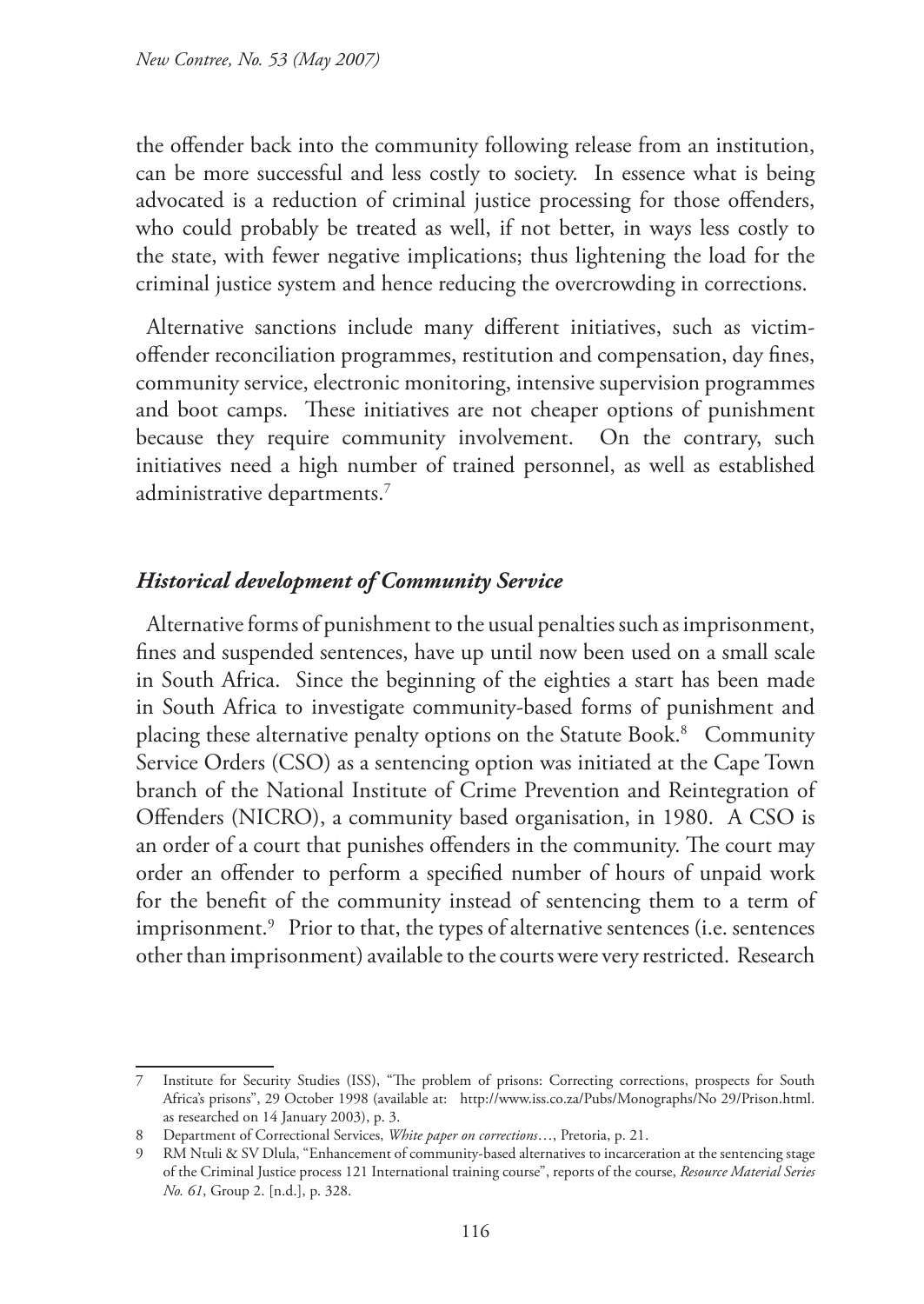the offender back into the community following release from an institution, can be more successful and less costly to society. In essence what is being advocated is a reduction of criminal justice processing for those offenders, who could probably be treated as well, if not better, in ways less costly to the state, with fewer negative implications; thus lightening the load for the criminal justice system and hence reducing the overcrowding in corrections.

Alternative sanctions include many different initiatives, such as victim-offender reconciliation programmes, restitution and compensation, day fines, community service, electronic monitoring, intensive supervision programmes and boot camps. These initiatives are not cheaper options of punishment because they require community involvement. On the contrary, such initiatives need a high number of trained personnel, as well as established administrative departments.[7]

### *Historical development of Community Service*

Alternative forms of punishment to the usual penalties such as imprisonment, fines and suspended sentences, have up until now been used on a small scale in South Africa. Since the beginning of the eighties a start has been made in South Africa to investigate community-based forms of punishment and placing these alternative penalty options on the Statute Book.[8] Community Service Orders (CSO) as a sentencing option was initiated at the Cape Town branch of the National Institute of Crime Prevention and Reintegration of Offenders (NICRO), a community based organisation, in 1980. A CSO is an order of a court that punishes offenders in the community. The court may order an offender to perform a specified number of hours of unpaid work for the benefit of the community instead of sentencing them to a term of imprisonment.[9] Prior to that, the types of alternative sentences (i.e. sentences other than imprisonment) available to the courts were very restricted. Research

---

7 Institute for Security Studies (ISS), "The problem of prisons: Correcting corrections, prospects for South Africa's prisons", 29 October 1998 (available at: http://www.iss.co.za/Pubs/Monographs/No 29/Prison.html. as researched on 14 January 2003), p. 3.

8 Department of Correctional Services, *White paper on corrections*…, Pretoria, p. 21.

9 RM Ntuli & SV Dlula, "Enhancement of community-based alternatives to incarceration at the sentencing stage of the Criminal Justice process 121 International training course", reports of the course, *Resource Material Series No. 61*, Group 2. [n.d.], p. 328.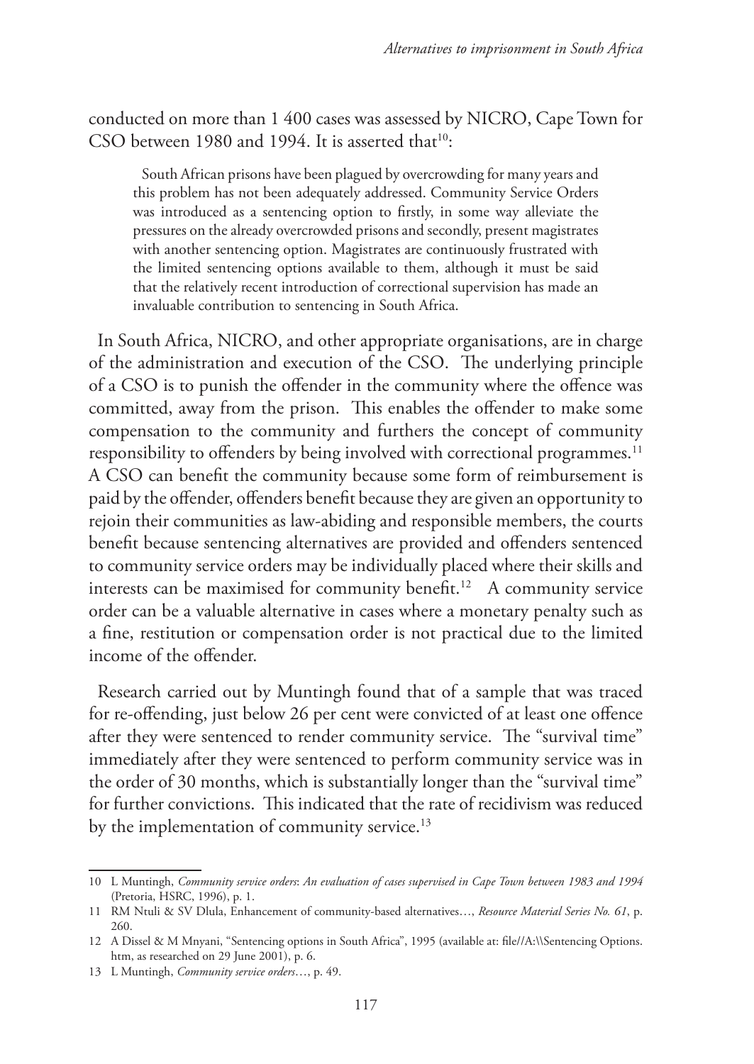conducted on more than 1 400 cases was assessed by NICRO, Cape Town for CSO between 1980 and 1994. It is asserted that[10]:

> South African prisons have been plagued by overcrowding for many years and this problem has not been adequately addressed. Community Service Orders was introduced as a sentencing option to firstly, in some way alleviate the pressures on the already overcrowded prisons and secondly, present magistrates with another sentencing option. Magistrates are continuously frustrated with the limited sentencing options available to them, although it must be said that the relatively recent introduction of correctional supervision has made an invaluable contribution to sentencing in South Africa.

In South Africa, NICRO, and other appropriate organisations, are in charge of the administration and execution of the CSO. The underlying principle of a CSO is to punish the offender in the community where the offence was committed, away from the prison. This enables the offender to make some compensation to the community and furthers the concept of community responsibility to offenders by being involved with correctional programmes.[11] A CSO can benefit the community because some form of reimbursement is paid by the offender, offenders benefit because they are given an opportunity to rejoin their communities as law-abiding and responsible members, the courts benefit because sentencing alternatives are provided and offenders sentenced to community service orders may be individually placed where their skills and interests can be maximised for community benefit.[12] A community service order can be a valuable alternative in cases where a monetary penalty such as a fine, restitution or compensation order is not practical due to the limited income of the offender.

Research carried out by Muntingh found that of a sample that was traced for re-offending, just below 26 per cent were convicted of at least one offence after they were sentenced to render community service. The "survival time" immediately after they were sentenced to perform community service was in the order of 30 months, which is substantially longer than the "survival time" for further convictions. This indicated that the rate of recidivism was reduced by the implementation of community service.[13]

---

10 L Muntingh, *Community service orders*: *An evaluation of cases supervised in Cape Town between 1983 and 1994* (Pretoria, HSRC, 1996), p. 1.

11 RM Ntuli & SV Dlula, Enhancement of community-based alternatives…, *Resource Material Series No. 61*, p. 260.

12 A Dissel & M Mnyani, "Sentencing options in South Africa", 1995 (available at: file//A:\\Sentencing Options.htm, as researched on 29 June 2001), p. 6.

13 L Muntingh, *Community service orders*…, p. 49.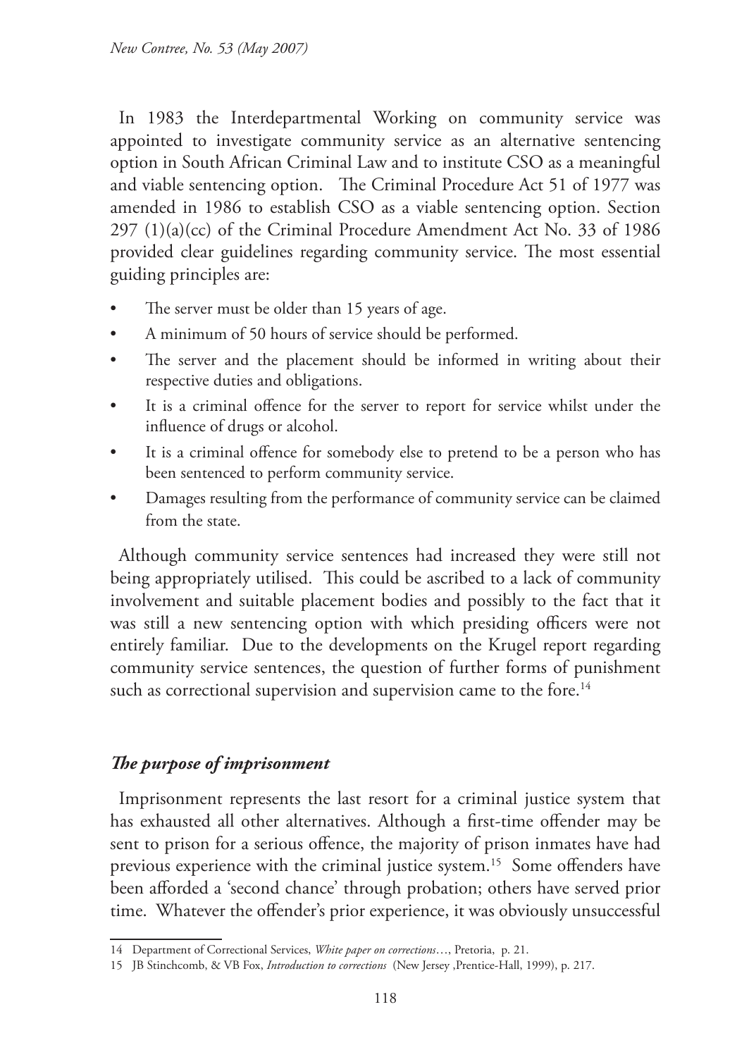In 1983 the Interdepartmental Working on community service was appointed to investigate community service as an alternative sentencing option in South African Criminal Law and to institute CSO as a meaningful and viable sentencing option. The Criminal Procedure Act 51 of 1977 was amended in 1986 to establish CSO as a viable sentencing option. Section 297 (1)(a)(cc) of the Criminal Procedure Amendment Act No. 33 of 1986 provided clear guidelines regarding community service. The most essential guiding principles are:

- The server must be older than 15 years of age.
- A minimum of 50 hours of service should be performed.
- The server and the placement should be informed in writing about their respective duties and obligations.
- It is a criminal offence for the server to report for service whilst under the influence of drugs or alcohol.
- It is a criminal offence for somebody else to pretend to be a person who has been sentenced to perform community service.
- Damages resulting from the performance of community service can be claimed from the state.

Although community service sentences had increased they were still not being appropriately utilised. This could be ascribed to a lack of community involvement and suitable placement bodies and possibly to the fact that it was still a new sentencing option with which presiding officers were not entirely familiar. Due to the developments on the Krugel report regarding community service sentences, the question of further forms of punishment such as correctional supervision and supervision came to the fore.[14]

### *The purpose of imprisonment*

Imprisonment represents the last resort for a criminal justice system that has exhausted all other alternatives. Although a first-time offender may be sent to prison for a serious offence, the majority of prison inmates have had previous experience with the criminal justice system.[15] Some offenders have been afforded a 'second chance' through probation; others have served prior time. Whatever the offender's prior experience, it was obviously unsuccessful

---

14 Department of Correctional Services, *White paper on corrections*…, Pretoria, p. 21.

15 JB Stinchcomb, & VB Fox, *Introduction to corrections* (New Jersey ,Prentice-Hall, 1999), p. 217.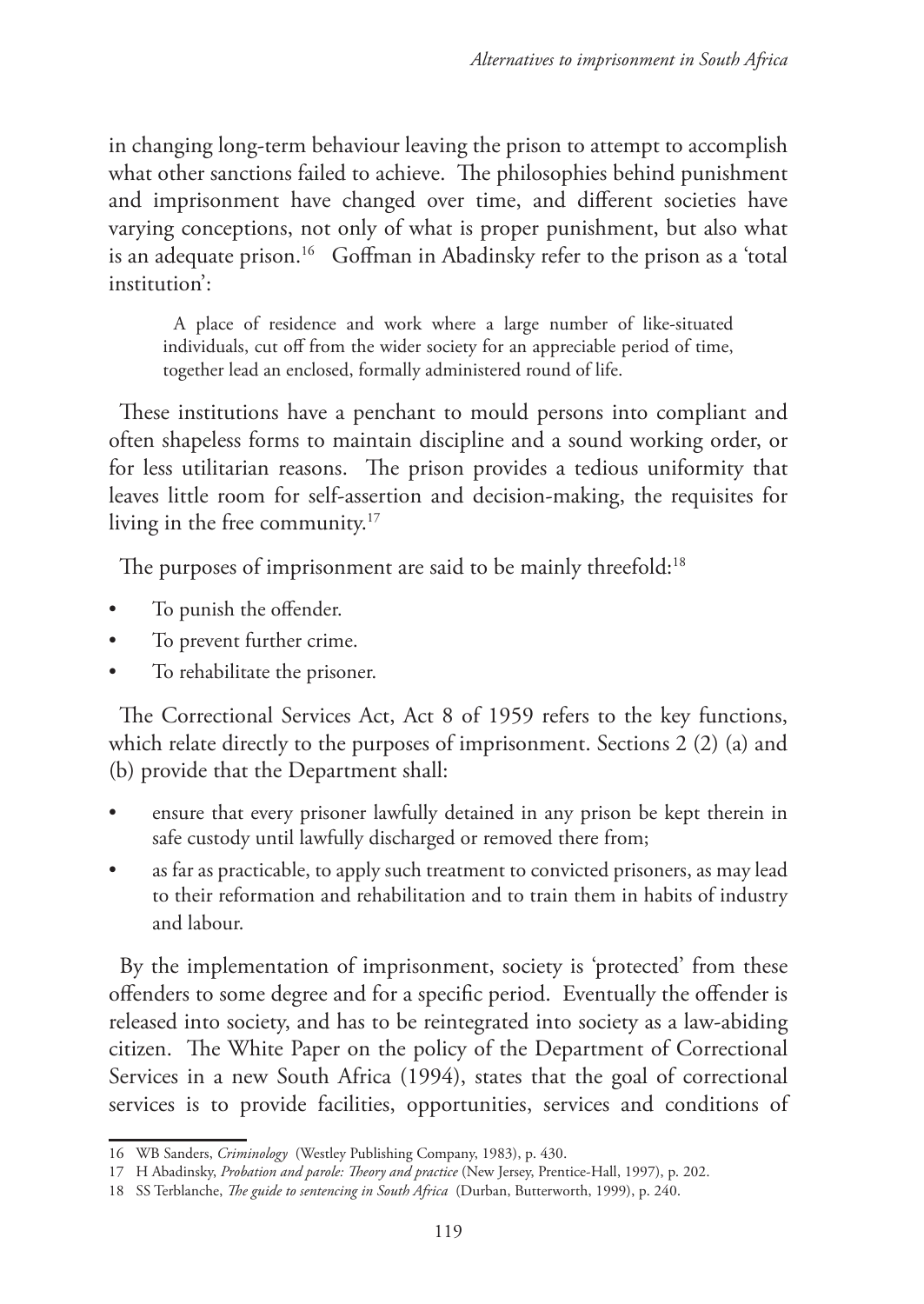in changing long-term behaviour leaving the prison to attempt to accomplish what other sanctions failed to achieve. The philosophies behind punishment and imprisonment have changed over time, and different societies have varying conceptions, not only of what is proper punishment, but also what is an adequate prison.[16] Goffman in Abadinsky refer to the prison as a 'total institution':

> A place of residence and work where a large number of like-situated individuals, cut off from the wider society for an appreciable period of time, together lead an enclosed, formally administered round of life.

These institutions have a penchant to mould persons into compliant and often shapeless forms to maintain discipline and a sound working order, or for less utilitarian reasons. The prison provides a tedious uniformity that leaves little room for self-assertion and decision-making, the requisites for living in the free community.[17]

The purposes of imprisonment are said to be mainly threefold:[18]

- To punish the offender.
- To prevent further crime.
- To rehabilitate the prisoner.

The Correctional Services Act, Act 8 of 1959 refers to the key functions, which relate directly to the purposes of imprisonment. Sections 2 (2) (a) and (b) provide that the Department shall:

- ensure that every prisoner lawfully detained in any prison be kept therein in safe custody until lawfully discharged or removed there from;
- as far as practicable, to apply such treatment to convicted prisoners, as may lead to their reformation and rehabilitation and to train them in habits of industry and labour.

By the implementation of imprisonment, society is 'protected' from these offenders to some degree and for a specific period. Eventually the offender is released into society, and has to be reintegrated into society as a law-abiding citizen. The White Paper on the policy of the Department of Correctional Services in a new South Africa (1994), states that the goal of correctional services is to provide facilities, opportunities, services and conditions of

---

16 WB Sanders, *Criminology* (Westley Publishing Company, 1983), p. 430.

17 H Abadinsky, *Probation and parole: Theory and practice* (New Jersey, Prentice-Hall, 1997), p. 202.

18 SS Terblanche, *The guide to sentencing in South Africa* (Durban, Butterworth, 1999), p. 240.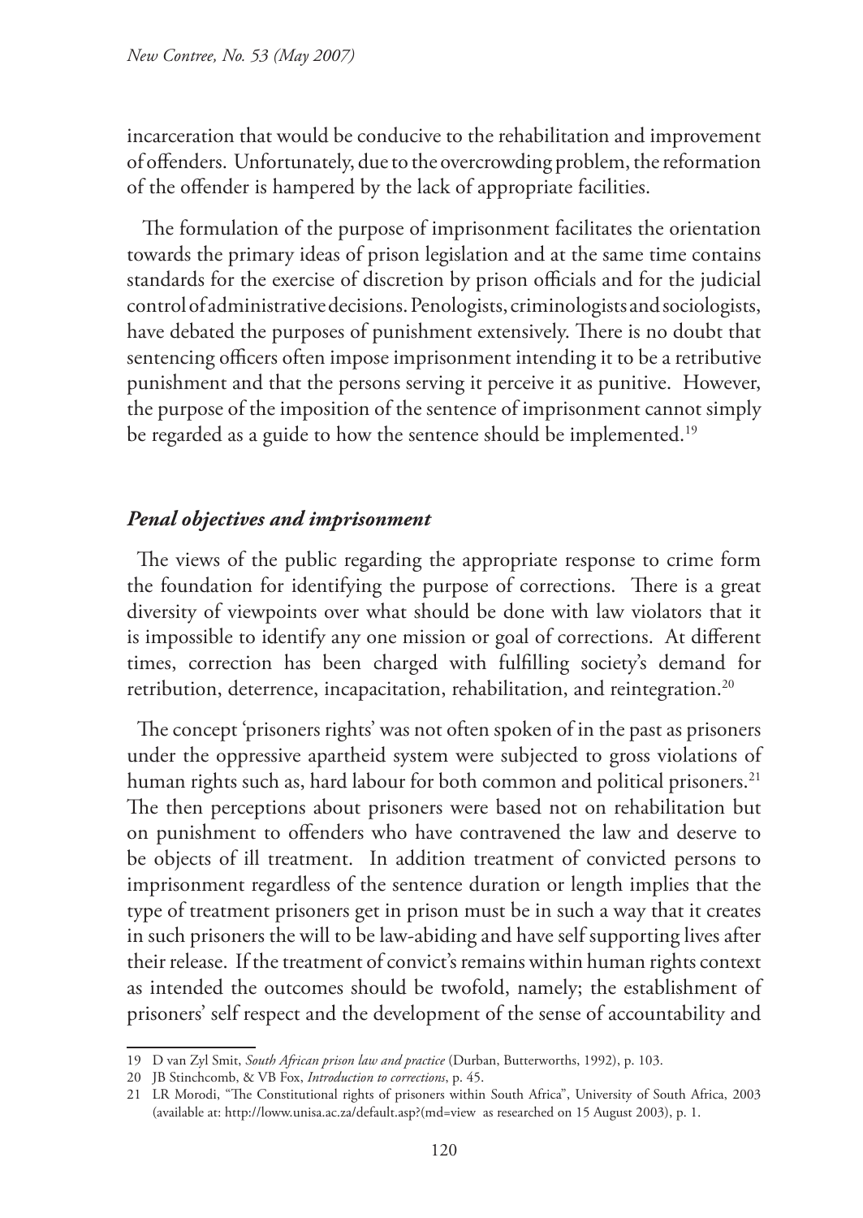incarceration that would be conducive to the rehabilitation and improvement of offenders. Unfortunately, due to the overcrowding problem, the reformation of the offender is hampered by the lack of appropriate facilities.

The formulation of the purpose of imprisonment facilitates the orientation towards the primary ideas of prison legislation and at the same time contains standards for the exercise of discretion by prison officials and for the judicial control of administrative decisions. Penologists, criminologists and sociologists, have debated the purposes of punishment extensively. There is no doubt that sentencing officers often impose imprisonment intending it to be a retributive punishment and that the persons serving it perceive it as punitive. However, the purpose of the imposition of the sentence of imprisonment cannot simply be regarded as a guide to how the sentence should be implemented.[19]

### *Penal objectives and imprisonment*

The views of the public regarding the appropriate response to crime form the foundation for identifying the purpose of corrections. There is a great diversity of viewpoints over what should be done with law violators that it is impossible to identify any one mission or goal of corrections. At different times, correction has been charged with fulfilling society's demand for retribution, deterrence, incapacitation, rehabilitation, and reintegration.[20]

The concept 'prisoners rights' was not often spoken of in the past as prisoners under the oppressive apartheid system were subjected to gross violations of human rights such as, hard labour for both common and political prisoners.[21] The then perceptions about prisoners were based not on rehabilitation but on punishment to offenders who have contravened the law and deserve to be objects of ill treatment. In addition treatment of convicted persons to imprisonment regardless of the sentence duration or length implies that the type of treatment prisoners get in prison must be in such a way that it creates in such prisoners the will to be law-abiding and have self supporting lives after their release. If the treatment of convict's remains within human rights context as intended the outcomes should be twofold, namely; the establishment of prisoners' self respect and the development of the sense of accountability and

---

19 D van Zyl Smit, *South African prison law and practice* (Durban, Butterworths, 1992), p. 103.

20 JB Stinchcomb, & VB Fox, *Introduction to corrections*, p. 45.

21 LR Morodi, "The Constitutional rights of prisoners within South Africa", University of South Africa, 2003 (available at: http://loww.unisa.ac.za/default.asp?(md=view as researched on 15 August 2003), p. 1.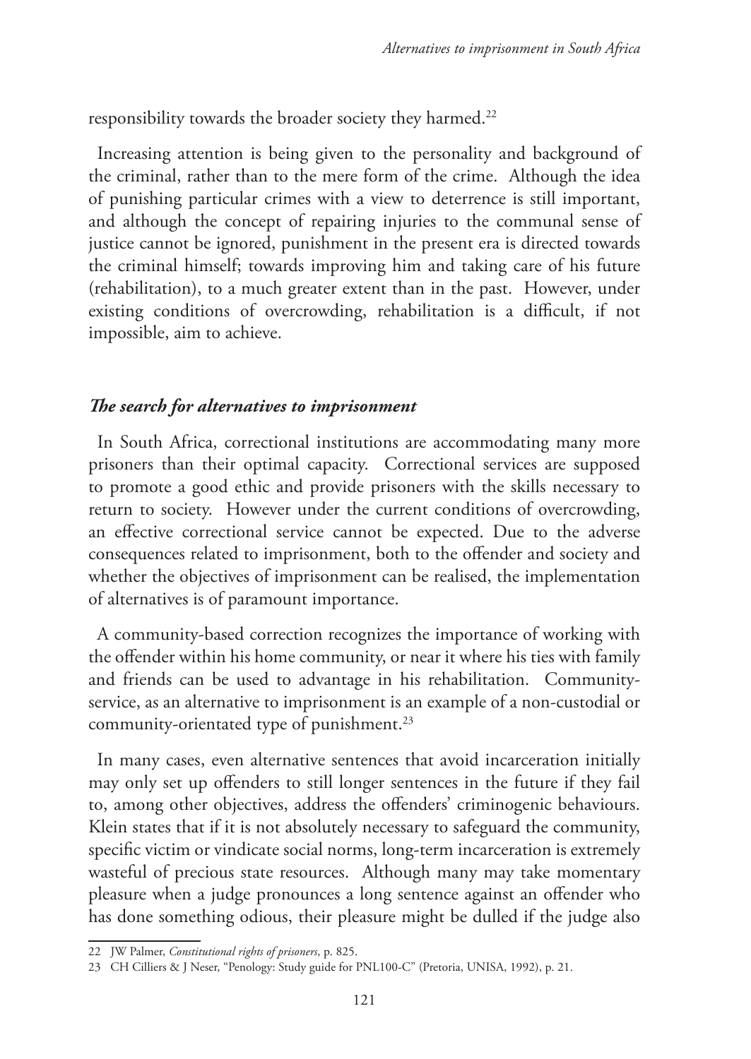responsibility towards the broader society they harmed.[22]

Increasing attention is being given to the personality and background of the criminal, rather than to the mere form of the crime. Although the idea of punishing particular crimes with a view to deterrence is still important, and although the concept of repairing injuries to the communal sense of justice cannot be ignored, punishment in the present era is directed towards the criminal himself; towards improving him and taking care of his future (rehabilitation), to a much greater extent than in the past. However, under existing conditions of overcrowding, rehabilitation is a difficult, if not impossible, aim to achieve.

### *The search for alternatives to imprisonment*

In South Africa, correctional institutions are accommodating many more prisoners than their optimal capacity. Correctional services are supposed to promote a good ethic and provide prisoners with the skills necessary to return to society. However under the current conditions of overcrowding, an effective correctional service cannot be expected. Due to the adverse consequences related to imprisonment, both to the offender and society and whether the objectives of imprisonment can be realised, the implementation of alternatives is of paramount importance.

A community-based correction recognizes the importance of working with the offender within his home community, or near it where his ties with family and friends can be used to advantage in his rehabilitation. Community-service, as an alternative to imprisonment is an example of a non-custodial or community-orientated type of punishment.[23]

In many cases, even alternative sentences that avoid incarceration initially may only set up offenders to still longer sentences in the future if they fail to, among other objectives, address the offenders' criminogenic behaviours. Klein states that if it is not absolutely necessary to safeguard the community, specific victim or vindicate social norms, long-term incarceration is extremely wasteful of precious state resources. Although many may take momentary pleasure when a judge pronounces a long sentence against an offender who has done something odious, their pleasure might be dulled if the judge also

---

22 JW Palmer, *Constitutional rights of prisoners*, p. 825.

23 CH Cilliers & J Neser, "Penology: Study guide for PNL100-C" (Pretoria, UNISA, 1992), p. 21.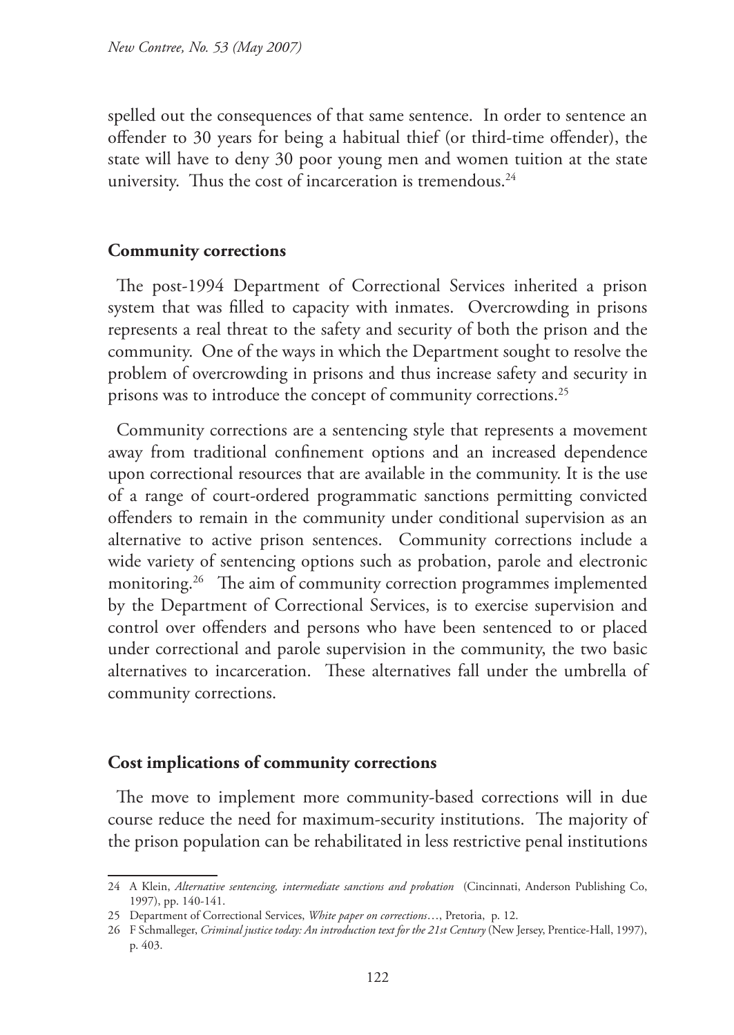spelled out the consequences of that same sentence. In order to sentence an offender to 30 years for being a habitual thief (or third-time offender), the state will have to deny 30 poor young men and women tuition at the state university. Thus the cost of incarceration is tremendous.[24]

## Community corrections

The post-1994 Department of Correctional Services inherited a prison system that was filled to capacity with inmates. Overcrowding in prisons represents a real threat to the safety and security of both the prison and the community. One of the ways in which the Department sought to resolve the problem of overcrowding in prisons and thus increase safety and security in prisons was to introduce the concept of community corrections.[25]

Community corrections are a sentencing style that represents a movement away from traditional confinement options and an increased dependence upon correctional resources that are available in the community. It is the use of a range of court-ordered programmatic sanctions permitting convicted offenders to remain in the community under conditional supervision as an alternative to active prison sentences. Community corrections include a wide variety of sentencing options such as probation, parole and electronic monitoring.[26] The aim of community correction programmes implemented by the Department of Correctional Services, is to exercise supervision and control over offenders and persons who have been sentenced to or placed under correctional and parole supervision in the community, the two basic alternatives to incarceration. These alternatives fall under the umbrella of community corrections.

## Cost implications of community corrections

The move to implement more community-based corrections will in due course reduce the need for maximum-security institutions. The majority of the prison population can be rehabilitated in less restrictive penal institutions

---

24 A Klein, *Alternative sentencing, intermediate sanctions and probation* (Cincinnati, Anderson Publishing Co, 1997), pp. 140-141.

25 Department of Correctional Services, *White paper on corrections*…, Pretoria, p. 12.

26 F Schmalleger, *Criminal justice today: An introduction text for the 21st Century* (New Jersey, Prentice-Hall, 1997), p. 403.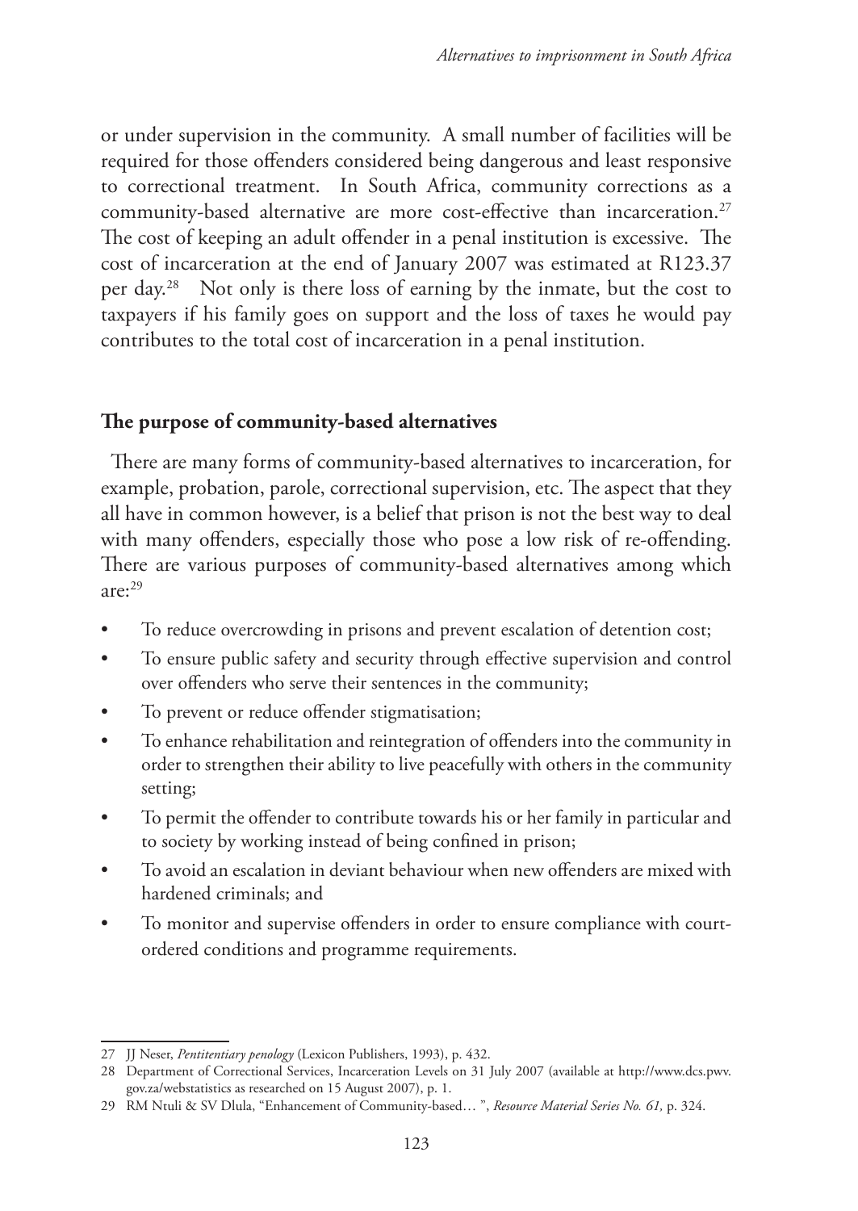or under supervision in the community. A small number of facilities will be required for those offenders considered being dangerous and least responsive to correctional treatment. In South Africa, community corrections as a community-based alternative are more cost-effective than incarceration.[27] The cost of keeping an adult offender in a penal institution is excessive. The cost of incarceration at the end of January 2007 was estimated at R123.37 per day.[28] Not only is there loss of earning by the inmate, but the cost to taxpayers if his family goes on support and the loss of taxes he would pay contributes to the total cost of incarceration in a penal institution.

## The purpose of community-based alternatives

There are many forms of community-based alternatives to incarceration, for example, probation, parole, correctional supervision, etc. The aspect that they all have in common however, is a belief that prison is not the best way to deal with many offenders, especially those who pose a low risk of re-offending. There are various purposes of community-based alternatives among which are:[29]

- To reduce overcrowding in prisons and prevent escalation of detention cost;
- To ensure public safety and security through effective supervision and control over offenders who serve their sentences in the community;
- To prevent or reduce offender stigmatisation;
- To enhance rehabilitation and reintegration of offenders into the community in order to strengthen their ability to live peacefully with others in the community setting;
- To permit the offender to contribute towards his or her family in particular and to society by working instead of being confined in prison;
- To avoid an escalation in deviant behaviour when new offenders are mixed with hardened criminals; and
- To monitor and supervise offenders in order to ensure compliance with court-ordered conditions and programme requirements.

---

27 JJ Neser, *Pentitentiary penology* (Lexicon Publishers, 1993), p. 432.

28 Department of Correctional Services, Incarceration Levels on 31 July 2007 (available at http://www.dcs.pwv.gov.za/webstatistics as researched on 15 August 2007), p. 1.

29 RM Ntuli & SV Dlula, "Enhancement of Community-based… ", *Resource Material Series No. 61,* p. 324.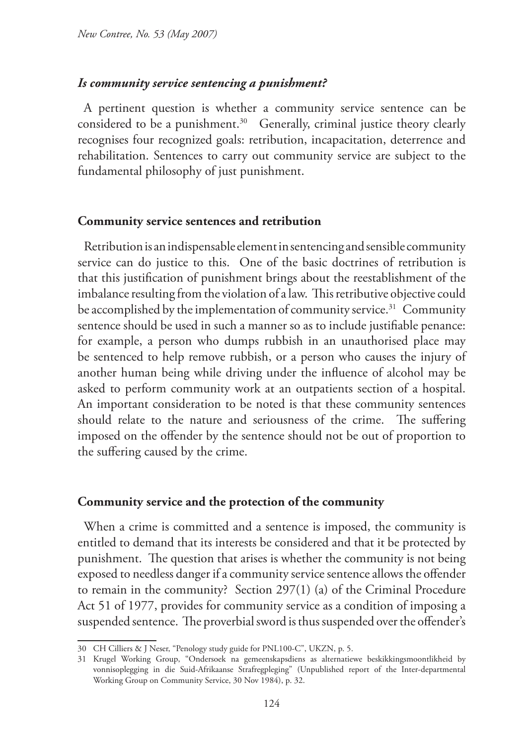### *Is community service sentencing a punishment?*

A pertinent question is whether a community service sentence can be considered to be a punishment.[30] Generally, criminal justice theory clearly recognises four recognized goals: retribution, incapacitation, deterrence and rehabilitation. Sentences to carry out community service are subject to the fundamental philosophy of just punishment.

### Community service sentences and retribution

Retribution is an indispensable element in sentencing and sensible community service can do justice to this. One of the basic doctrines of retribution is that this justification of punishment brings about the reestablishment of the imbalance resulting from the violation of a law. This retributive objective could be accomplished by the implementation of community service.[31] Community sentence should be used in such a manner so as to include justifiable penance: for example, a person who dumps rubbish in an unauthorised place may be sentenced to help remove rubbish, or a person who causes the injury of another human being while driving under the influence of alcohol may be asked to perform community work at an outpatients section of a hospital. An important consideration to be noted is that these community sentences should relate to the nature and seriousness of the crime. The suffering imposed on the offender by the sentence should not be out of proportion to the suffering caused by the crime.

### Community service and the protection of the community

When a crime is committed and a sentence is imposed, the community is entitled to demand that its interests be considered and that it be protected by punishment. The question that arises is whether the community is not being exposed to needless danger if a community service sentence allows the offender to remain in the community? Section 297(1) (a) of the Criminal Procedure Act 51 of 1977, provides for community service as a condition of imposing a suspended sentence. The proverbial sword is thus suspended over the offender's

---

30 CH Cilliers & J Neser, "Penology study guide for PNL100-C", UKZN, p. 5.

31 Krugel Working Group, "Ondersoek na gemeenskapsdiens as alternatiewe beskikkingsmoontlikheid by vonnisoplegging in die Suid-Afrikaanse Strafregpleging" (Unpublished report of the Inter-departmental Working Group on Community Service, 30 Nov 1984), p. 32.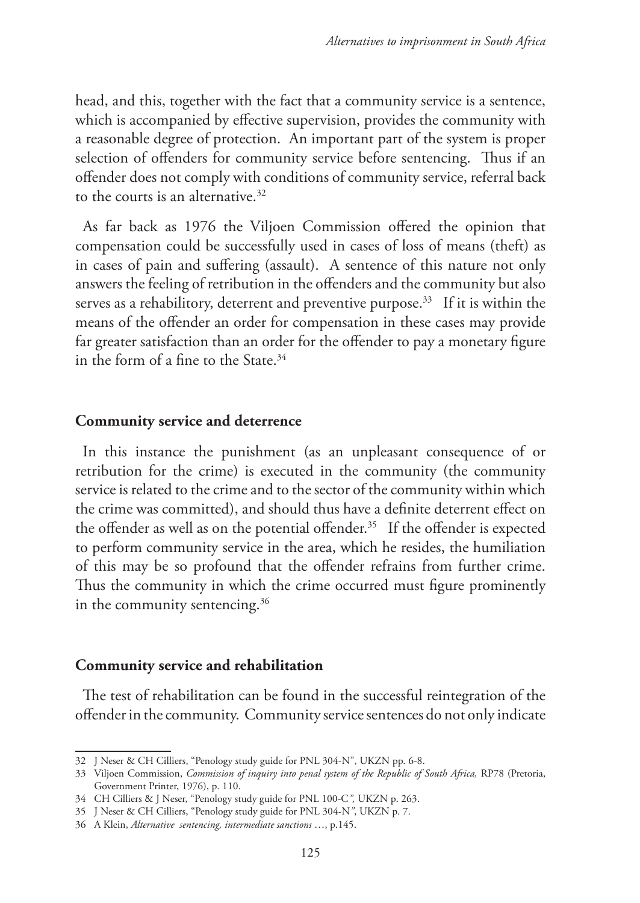head, and this, together with the fact that a community service is a sentence, which is accompanied by effective supervision, provides the community with a reasonable degree of protection. An important part of the system is proper selection of offenders for community service before sentencing. Thus if an offender does not comply with conditions of community service, referral back to the courts is an alternative.[32]

As far back as 1976 the Viljoen Commission offered the opinion that compensation could be successfully used in cases of loss of means (theft) as in cases of pain and suffering (assault). A sentence of this nature not only answers the feeling of retribution in the offenders and the community but also serves as a rehabilitory, deterrent and preventive purpose.[33] If it is within the means of the offender an order for compensation in these cases may provide far greater satisfaction than an order for the offender to pay a monetary figure in the form of a fine to the State.[34]

**Community service and deterrence**

In this instance the punishment (as an unpleasant consequence of or retribution for the crime) is executed in the community (the community service is related to the crime and to the sector of the community within which the crime was committed), and should thus have a definite deterrent effect on the offender as well as on the potential offender.[35] If the offender is expected to perform community service in the area, which he resides, the humiliation of this may be so profound that the offender refrains from further crime. Thus the community in which the crime occurred must figure prominently in the community sentencing.[36]

**Community service and rehabilitation**

The test of rehabilitation can be found in the successful reintegration of the offender in the community. Community service sentences do not only indicate

---

32 J Neser & CH Cilliers, "Penology study guide for PNL 304-N", UKZN pp. 6-8.

33 Viljoen Commission, *Commission of inquiry into penal system of the Republic of South Africa,* RP78 (Pretoria, Government Printer, 1976), p. 110.

34 CH Cilliers & J Neser, "Penology study guide for PNL 100-C", UKZN p. 263.

35 J Neser & CH Cilliers, "Penology study guide for PNL 304-N", UKZN p. 7.

36 A Klein, *Alternative sentencing, intermediate sanctions …*, p.145.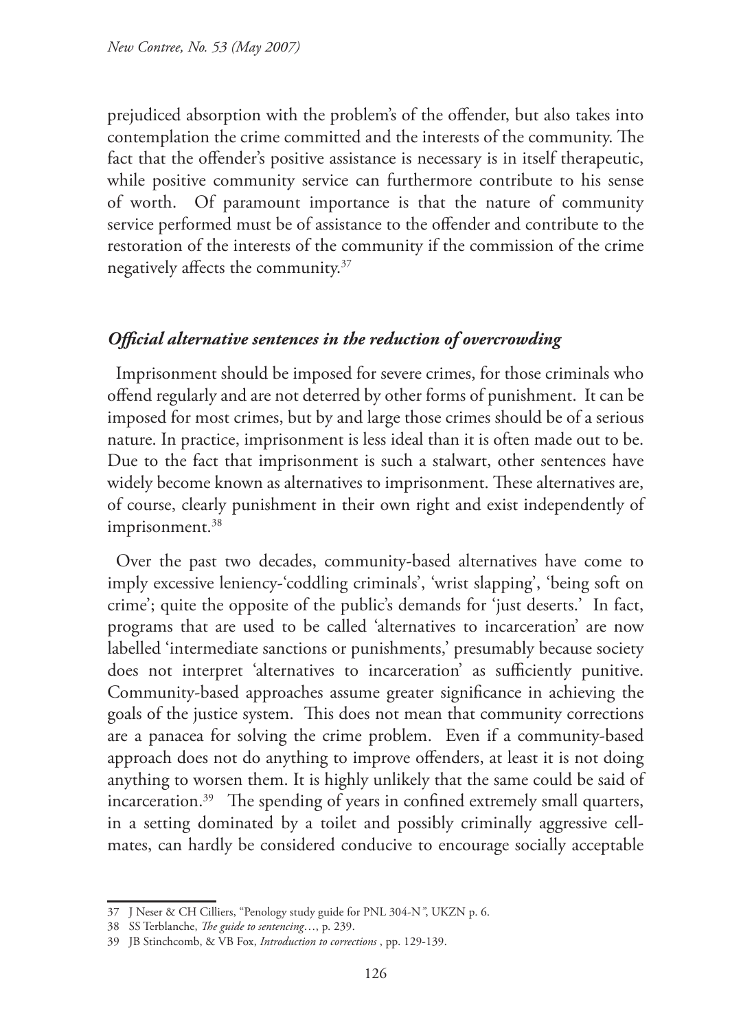prejudiced absorption with the problem's of the offender, but also takes into contemplation the crime committed and the interests of the community. The fact that the offender's positive assistance is necessary is in itself therapeutic, while positive community service can furthermore contribute to his sense of worth. Of paramount importance is that the nature of community service performed must be of assistance to the offender and contribute to the restoration of the interests of the community if the commission of the crime negatively affects the community.[37]

### *Official alternative sentences in the reduction of overcrowding*

Imprisonment should be imposed for severe crimes, for those criminals who offend regularly and are not deterred by other forms of punishment. It can be imposed for most crimes, but by and large those crimes should be of a serious nature. In practice, imprisonment is less ideal than it is often made out to be. Due to the fact that imprisonment is such a stalwart, other sentences have widely become known as alternatives to imprisonment. These alternatives are, of course, clearly punishment in their own right and exist independently of imprisonment.[38]

Over the past two decades, community-based alternatives have come to imply excessive leniency-'coddling criminals', 'wrist slapping', 'being soft on crime'; quite the opposite of the public's demands for 'just deserts.' In fact, programs that are used to be called 'alternatives to incarceration' are now labelled 'intermediate sanctions or punishments,' presumably because society does not interpret 'alternatives to incarceration' as sufficiently punitive. Community-based approaches assume greater significance in achieving the goals of the justice system. This does not mean that community corrections are a panacea for solving the crime problem. Even if a community-based approach does not do anything to improve offenders, at least it is not doing anything to worsen them. It is highly unlikely that the same could be said of incarceration.[39] The spending of years in confined extremely small quarters, in a setting dominated by a toilet and possibly criminally aggressive cell-mates, can hardly be considered conducive to encourage socially acceptable

---

37 J Neser & CH Cilliers, "Penology study guide for PNL 304-N", UKZN p. 6.

38 SS Terblanche, *The guide to sentencing*…, p. 239.

39 JB Stinchcomb, & VB Fox, *Introduction to corrections* , pp. 129-139.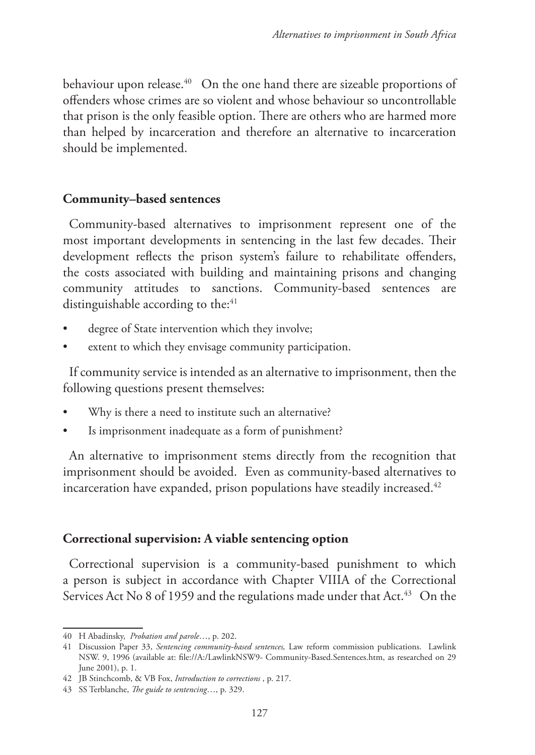behaviour upon release.[40] On the one hand there are sizeable proportions of offenders whose crimes are so violent and whose behaviour so uncontrollable that prison is the only feasible option. There are others who are harmed more than helped by incarceration and therefore an alternative to incarceration should be implemented.

## Community–based sentences

Community-based alternatives to imprisonment represent one of the most important developments in sentencing in the last few decades. Their development reflects the prison system's failure to rehabilitate offenders, the costs associated with building and maintaining prisons and changing community attitudes to sanctions. Community-based sentences are distinguishable according to the:[41]

- degree of State intervention which they involve;
- extent to which they envisage community participation.

If community service is intended as an alternative to imprisonment, then the following questions present themselves:

- Why is there a need to institute such an alternative?
- Is imprisonment inadequate as a form of punishment?

An alternative to imprisonment stems directly from the recognition that imprisonment should be avoided. Even as community-based alternatives to incarceration have expanded, prison populations have steadily increased.[42]

## Correctional supervision: A viable sentencing option

Correctional supervision is a community-based punishment to which a person is subject in accordance with Chapter VIIIA of the Correctional Services Act No 8 of 1959 and the regulations made under that Act.[43] On the

---

40 H Abadinsky, *Probation and parole*…, p. 202.

41 Discussion Paper 33, *Sentencing community-based sentences,* Law reform commission publications. Lawlink NSW. 9, 1996 (available at: file://A:/LawlinkNSW9- Community-Based.Sentences.htm, as researched on 29 June 2001), p. 1.

42 JB Stinchcomb, & VB Fox, *Introduction to corrections* , p. 217.

43 SS Terblanche, *The guide to sentencing*…, p. 329.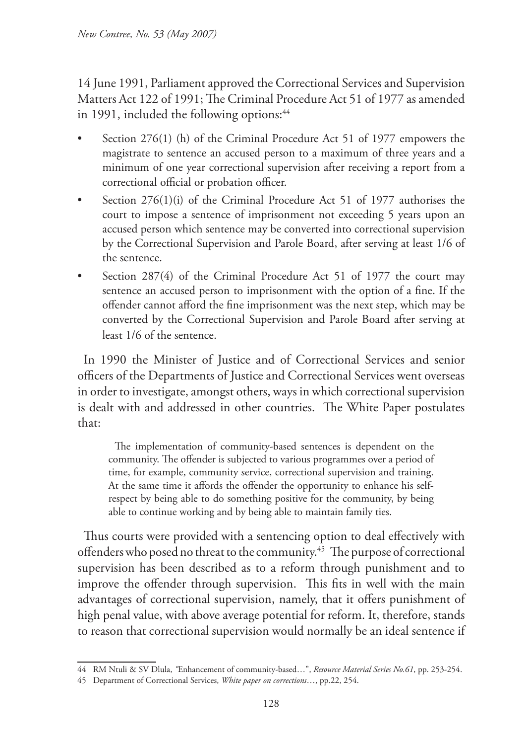14 June 1991, Parliament approved the Correctional Services and Supervision Matters Act 122 of 1991; The Criminal Procedure Act 51 of 1977 as amended in 1991, included the following options:[44]

- Section 276(1) (h) of the Criminal Procedure Act 51 of 1977 empowers the magistrate to sentence an accused person to a maximum of three years and a minimum of one year correctional supervision after receiving a report from a correctional official or probation officer.
- Section 276(1)(i) of the Criminal Procedure Act 51 of 1977 authorises the court to impose a sentence of imprisonment not exceeding 5 years upon an accused person which sentence may be converted into correctional supervision by the Correctional Supervision and Parole Board, after serving at least 1/6 of the sentence.
- Section 287(4) of the Criminal Procedure Act 51 of 1977 the court may sentence an accused person to imprisonment with the option of a fine. If the offender cannot afford the fine imprisonment was the next step, which may be converted by the Correctional Supervision and Parole Board after serving at least 1/6 of the sentence.

In 1990 the Minister of Justice and of Correctional Services and senior officers of the Departments of Justice and Correctional Services went overseas in order to investigate, amongst others, ways in which correctional supervision is dealt with and addressed in other countries. The White Paper postulates that:

> The implementation of community-based sentences is dependent on the community. The offender is subjected to various programmes over a period of time, for example, community service, correctional supervision and training. At the same time it affords the offender the opportunity to enhance his self-respect by being able to do something positive for the community, by being able to continue working and by being able to maintain family ties.

Thus courts were provided with a sentencing option to deal effectively with offenders who posed no threat to the community.[45] The purpose of correctional supervision has been described as to a reform through punishment and to improve the offender through supervision. This fits in well with the main advantages of correctional supervision, namely, that it offers punishment of high penal value, with above average potential for reform. It, therefore, stands to reason that correctional supervision would normally be an ideal sentence if

---

44 RM Ntuli & SV Dlula, "Enhancement of community-based…", *Resource Material Series No.61*, pp. 253-254.

45 Department of Correctional Services, *White paper on corrections*…, pp.22, 254.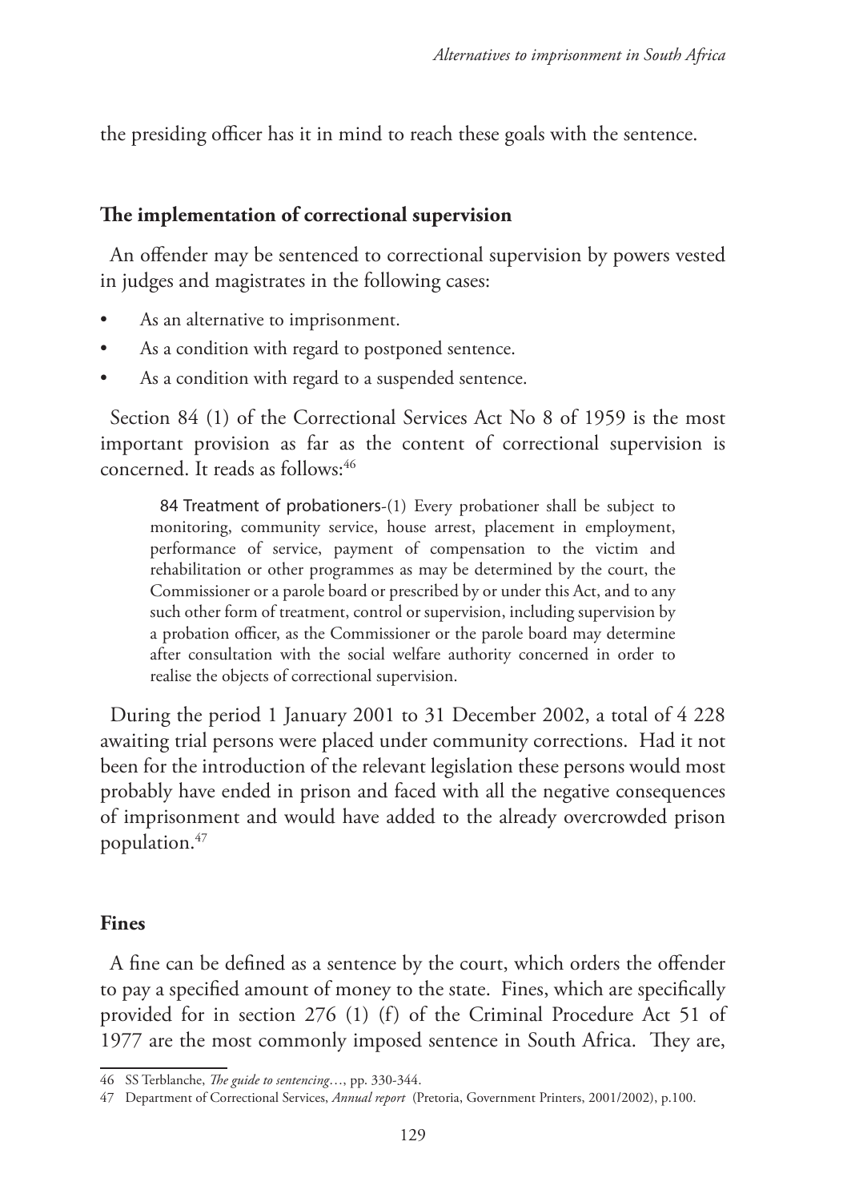the presiding officer has it in mind to reach these goals with the sentence.

## The implementation of correctional supervision

An offender may be sentenced to correctional supervision by powers vested in judges and magistrates in the following cases:

- As an alternative to imprisonment.
- As a condition with regard to postponed sentence.
- As a condition with regard to a suspended sentence.

Section 84 (1) of the Correctional Services Act No 8 of 1959 is the most important provision as far as the content of correctional supervision is concerned. It reads as follows:[46]

> 84 Treatment of probationers-(1) Every probationer shall be subject to monitoring, community service, house arrest, placement in employment, performance of service, payment of compensation to the victim and rehabilitation or other programmes as may be determined by the court, the Commissioner or a parole board or prescribed by or under this Act, and to any such other form of treatment, control or supervision, including supervision by a probation officer, as the Commissioner or the parole board may determine after consultation with the social welfare authority concerned in order to realise the objects of correctional supervision.

During the period 1 January 2001 to 31 December 2002, a total of 4 228 awaiting trial persons were placed under community corrections. Had it not been for the introduction of the relevant legislation these persons would most probably have ended in prison and faced with all the negative consequences of imprisonment and would have added to the already overcrowded prison population.[47]

## Fines

A fine can be defined as a sentence by the court, which orders the offender to pay a specified amount of money to the state. Fines, which are specifically provided for in section 276 (1) (f) of the Criminal Procedure Act 51 of 1977 are the most commonly imposed sentence in South Africa. They are,

46 SS Terblanche, *The guide to sentencing*…, pp. 330-344.

47 Department of Correctional Services, *Annual report* (Pretoria, Government Printers, 2001/2002), p.100.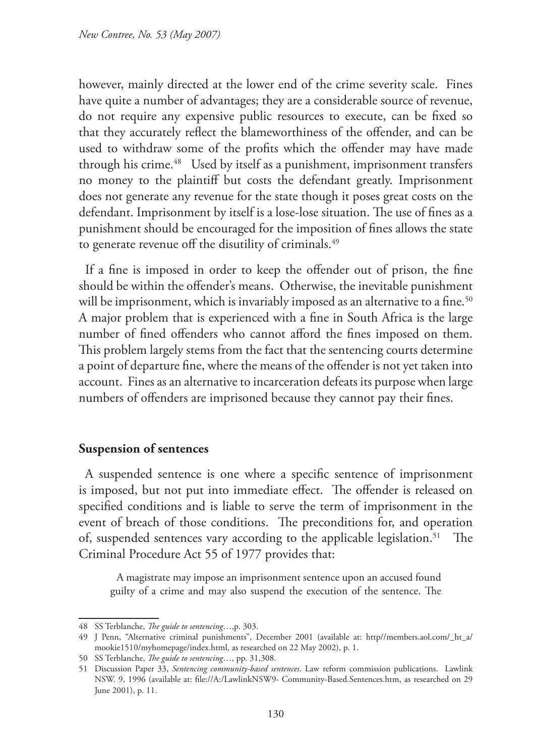however, mainly directed at the lower end of the crime severity scale. Fines have quite a number of advantages; they are a considerable source of revenue, do not require any expensive public resources to execute, can be fixed so that they accurately reflect the blameworthiness of the offender, and can be used to withdraw some of the profits which the offender may have made through his crime.[48] Used by itself as a punishment, imprisonment transfers no money to the plaintiff but costs the defendant greatly. Imprisonment does not generate any revenue for the state though it poses great costs on the defendant. Imprisonment by itself is a lose-lose situation. The use of fines as a punishment should be encouraged for the imposition of fines allows the state to generate revenue off the disutility of criminals.[49]

If a fine is imposed in order to keep the offender out of prison, the fine should be within the offender's means. Otherwise, the inevitable punishment will be imprisonment, which is invariably imposed as an alternative to a fine.[50] A major problem that is experienced with a fine in South Africa is the large number of fined offenders who cannot afford the fines imposed on them. This problem largely stems from the fact that the sentencing courts determine a point of departure fine, where the means of the offender is not yet taken into account. Fines as an alternative to incarceration defeats its purpose when large numbers of offenders are imprisoned because they cannot pay their fines.

## Suspension of sentences

A suspended sentence is one where a specific sentence of imprisonment is imposed, but not put into immediate effect. The offender is released on specified conditions and is liable to serve the term of imprisonment in the event of breach of those conditions. The preconditions for, and operation of, suspended sentences vary according to the applicable legislation.[51] The Criminal Procedure Act 55 of 1977 provides that:

> A magistrate may impose an imprisonment sentence upon an accused found guilty of a crime and may also suspend the execution of the sentence. The

---

48 SS Terblanche, *The guide to sentencing*…,p. 303.

49 J Penn, "Alternative criminal punishments", December 2001 (available at: http//members.aol.com/_ht_a/mookie1510/myhomepage/index.html, as researched on 22 May 2002), p. 1.

50 SS Terblanche, *The guide to sentencing*…, pp. 31,308.

51 Discussion Paper 33, *Sentencing community-based sentences*. Law reform commission publications. Lawlink NSW. 9, 1996 (available at: file://A:/LawlinkNSW9- Community-Based.Sentences.htm, as researched on 29 June 2001), p. 11.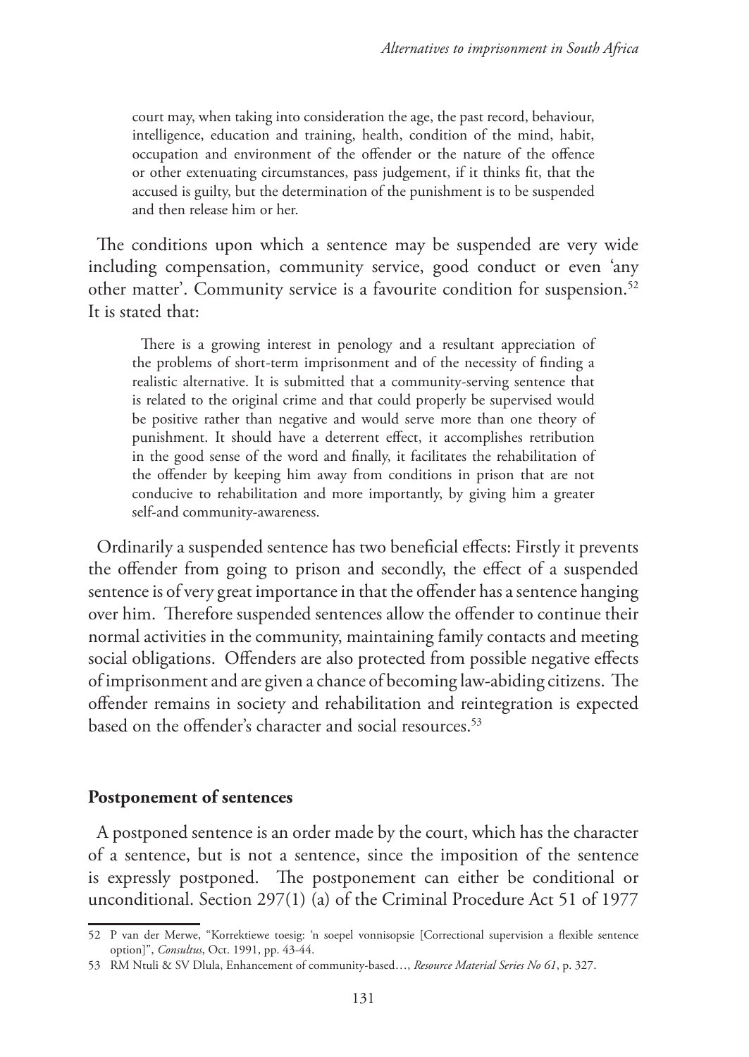> court may, when taking into consideration the age, the past record, behaviour, intelligence, education and training, health, condition of the mind, habit, occupation and environment of the offender or the nature of the offence or other extenuating circumstances, pass judgement, if it thinks fit, that the accused is guilty, but the determination of the punishment is to be suspended and then release him or her.

The conditions upon which a sentence may be suspended are very wide including compensation, community service, good conduct or even 'any other matter'. Community service is a favourite condition for suspension.[52] It is stated that:

> There is a growing interest in penology and a resultant appreciation of the problems of short-term imprisonment and of the necessity of finding a realistic alternative. It is submitted that a community-serving sentence that is related to the original crime and that could properly be supervised would be positive rather than negative and would serve more than one theory of punishment. It should have a deterrent effect, it accomplishes retribution in the good sense of the word and finally, it facilitates the rehabilitation of the offender by keeping him away from conditions in prison that are not conducive to rehabilitation and more importantly, by giving him a greater self-and community-awareness.

Ordinarily a suspended sentence has two beneficial effects: Firstly it prevents the offender from going to prison and secondly, the effect of a suspended sentence is of very great importance in that the offender has a sentence hanging over him. Therefore suspended sentences allow the offender to continue their normal activities in the community, maintaining family contacts and meeting social obligations. Offenders are also protected from possible negative effects of imprisonment and are given a chance of becoming law-abiding citizens. The offender remains in society and rehabilitation and reintegration is expected based on the offender's character and social resources.[53]

## Postponement of sentences

A postponed sentence is an order made by the court, which has the character of a sentence, but is not a sentence, since the imposition of the sentence is expressly postponed. The postponement can either be conditional or unconditional. Section 297(1) (a) of the Criminal Procedure Act 51 of 1977

---

52 P van der Merwe, "Korrektiewe toesig: 'n soepel vonnisopsie [Correctional supervision a flexible sentence option]", *Consultus*, Oct. 1991, pp. 43-44.

53 RM Ntuli & SV Dlula, Enhancement of community-based…, *Resource Material Series No 61*, p. 327.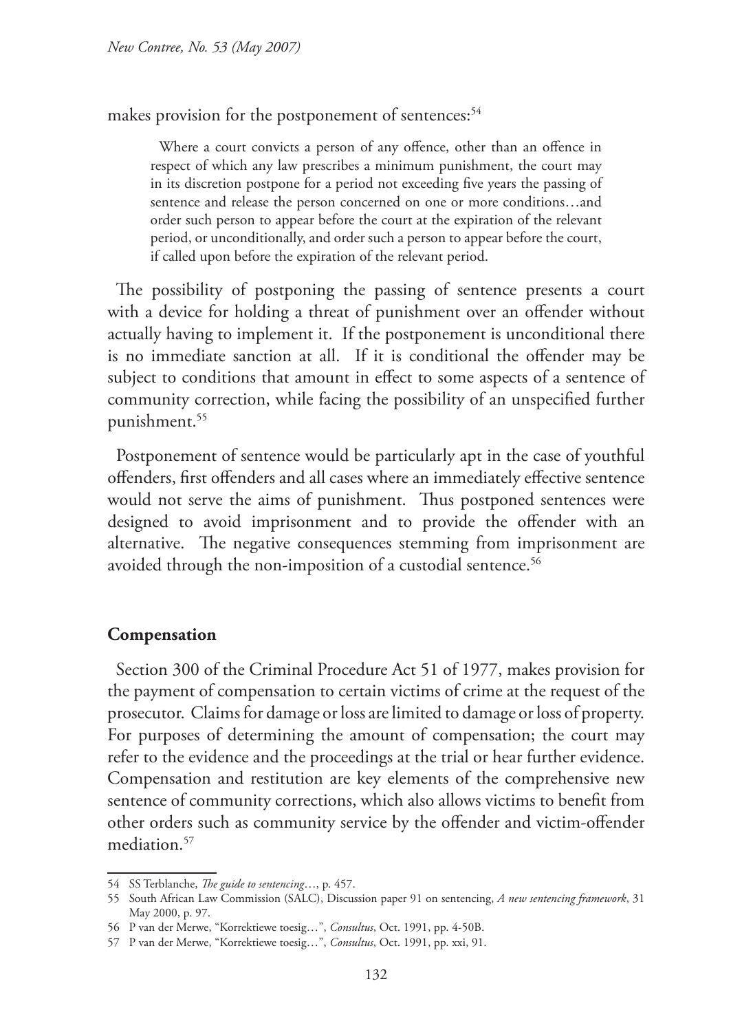makes provision for the postponement of sentences:[54]

> Where a court convicts a person of any offence, other than an offence in respect of which any law prescribes a minimum punishment, the court may in its discretion postpone for a period not exceeding five years the passing of sentence and release the person concerned on one or more conditions…and order such person to appear before the court at the expiration of the relevant period, or unconditionally, and order such a person to appear before the court, if called upon before the expiration of the relevant period.

The possibility of postponing the passing of sentence presents a court with a device for holding a threat of punishment over an offender without actually having to implement it. If the postponement is unconditional there is no immediate sanction at all. If it is conditional the offender may be subject to conditions that amount in effect to some aspects of a sentence of community correction, while facing the possibility of an unspecified further punishment.[55]

Postponement of sentence would be particularly apt in the case of youthful offenders, first offenders and all cases where an immediately effective sentence would not serve the aims of punishment. Thus postponed sentences were designed to avoid imprisonment and to provide the offender with an alternative. The negative consequences stemming from imprisonment are avoided through the non-imposition of a custodial sentence.[56]

## Compensation

Section 300 of the Criminal Procedure Act 51 of 1977, makes provision for the payment of compensation to certain victims of crime at the request of the prosecutor. Claims for damage or loss are limited to damage or loss of property. For purposes of determining the amount of compensation; the court may refer to the evidence and the proceedings at the trial or hear further evidence. Compensation and restitution are key elements of the comprehensive new sentence of community corrections, which also allows victims to benefit from other orders such as community service by the offender and victim-offender mediation.[57]

---

54 SS Terblanche, *The guide to sentencing*…, p. 457.

55 South African Law Commission (SALC), Discussion paper 91 on sentencing, *A new sentencing framework*, 31 May 2000, p. 97.

56 P van der Merwe, "Korrektiewe toesig…", *Consultus*, Oct. 1991, pp. 4-50B.

57 P van der Merwe, "Korrektiewe toesig…", *Consultus*, Oct. 1991, pp. xxi, 91.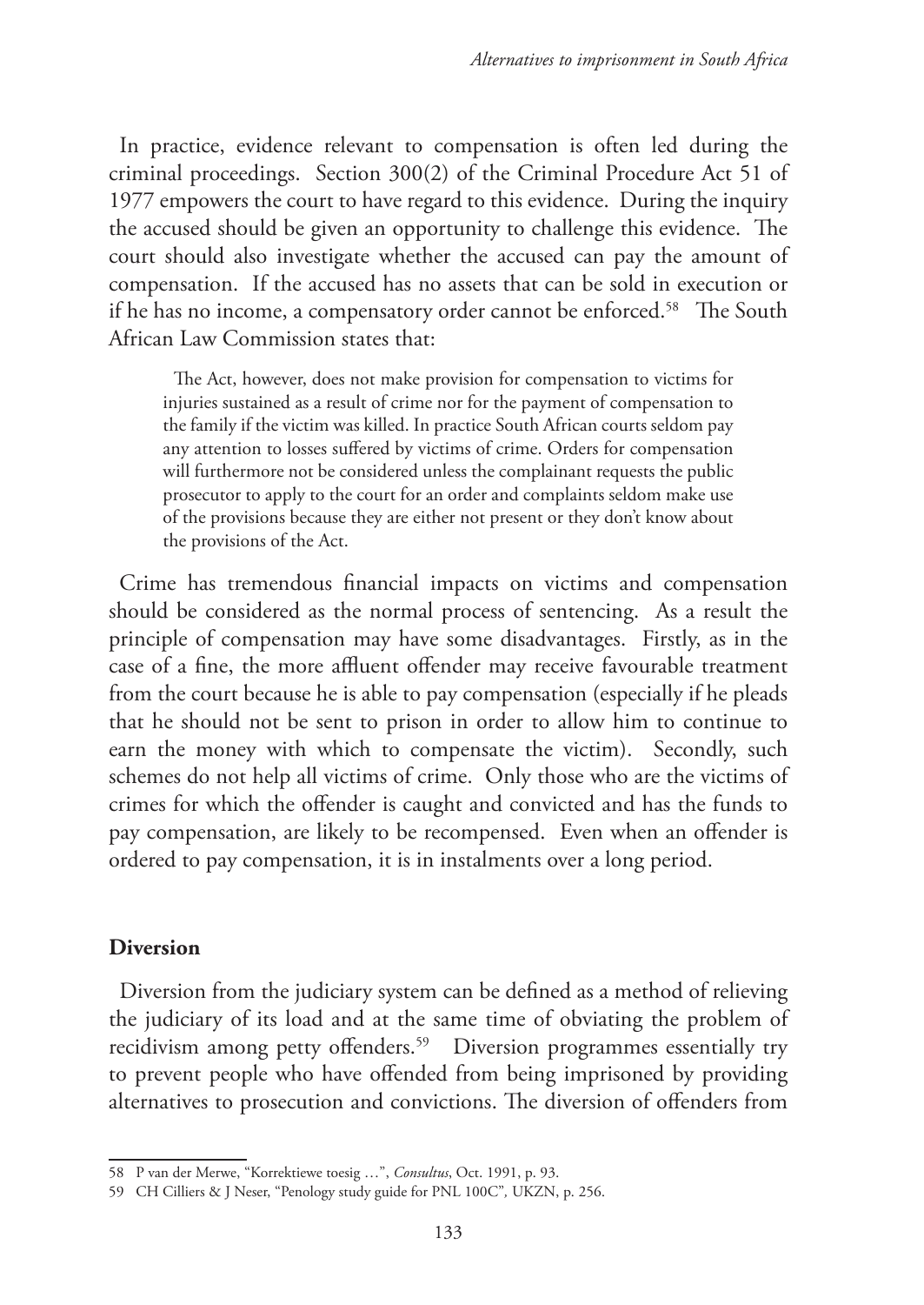In practice, evidence relevant to compensation is often led during the criminal proceedings. Section 300(2) of the Criminal Procedure Act 51 of 1977 empowers the court to have regard to this evidence. During the inquiry the accused should be given an opportunity to challenge this evidence. The court should also investigate whether the accused can pay the amount of compensation. If the accused has no assets that can be sold in execution or if he has no income, a compensatory order cannot be enforced.[58] The South African Law Commission states that:

> The Act, however, does not make provision for compensation to victims for injuries sustained as a result of crime nor for the payment of compensation to the family if the victim was killed. In practice South African courts seldom pay any attention to losses suffered by victims of crime. Orders for compensation will furthermore not be considered unless the complainant requests the public prosecutor to apply to the court for an order and complaints seldom make use of the provisions because they are either not present or they don't know about the provisions of the Act.

Crime has tremendous financial impacts on victims and compensation should be considered as the normal process of sentencing. As a result the principle of compensation may have some disadvantages. Firstly, as in the case of a fine, the more affluent offender may receive favourable treatment from the court because he is able to pay compensation (especially if he pleads that he should not be sent to prison in order to allow him to continue to earn the money with which to compensate the victim). Secondly, such schemes do not help all victims of crime. Only those who are the victims of crimes for which the offender is caught and convicted and has the funds to pay compensation, are likely to be recompensed. Even when an offender is ordered to pay compensation, it is in instalments over a long period.

## Diversion

Diversion from the judiciary system can be defined as a method of relieving the judiciary of its load and at the same time of obviating the problem of recidivism among petty offenders.[59] Diversion programmes essentially try to prevent people who have offended from being imprisoned by providing alternatives to prosecution and convictions. The diversion of offenders from

---

58 P van der Merwe, "Korrektiewe toesig …", *Consultus*, Oct. 1991, p. 93.

59 CH Cilliers & J Neser, "Penology study guide for PNL 100C", UKZN, p. 256.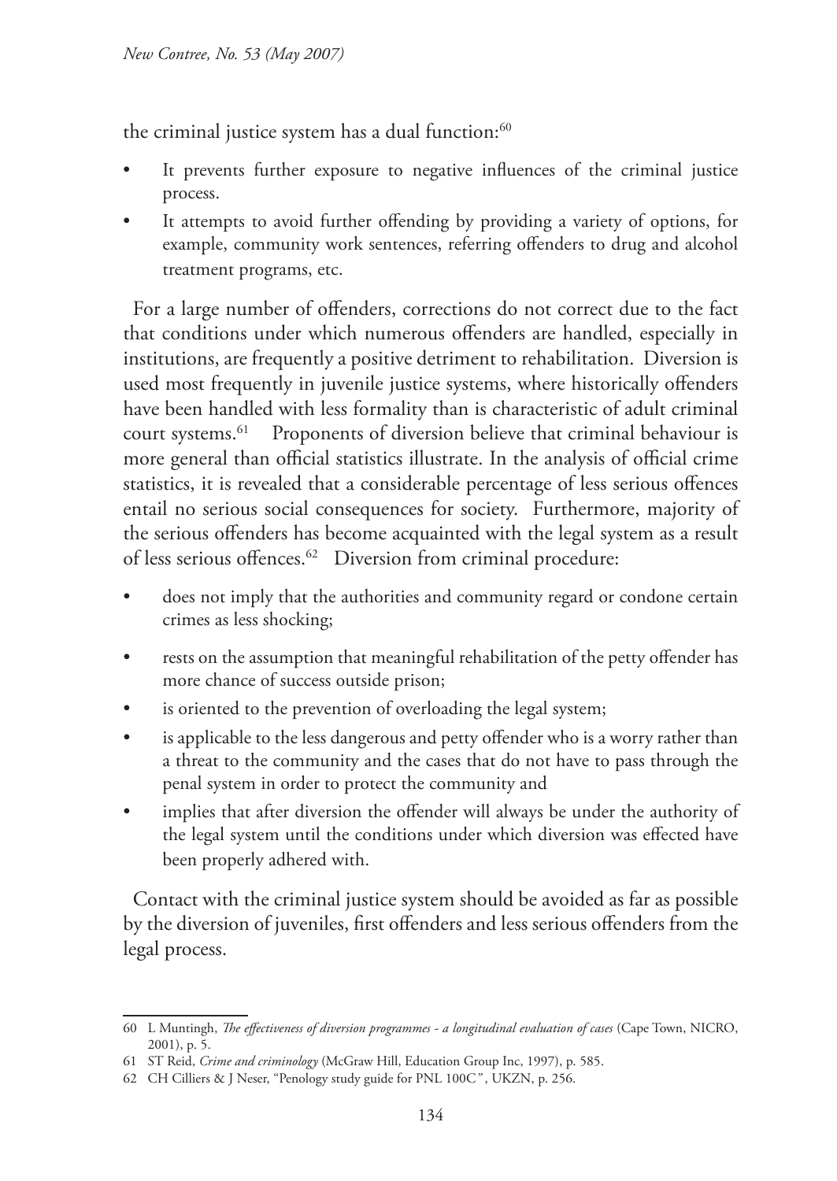the criminal justice system has a dual function:[60]

- It prevents further exposure to negative influences of the criminal justice process.
- It attempts to avoid further offending by providing a variety of options, for example, community work sentences, referring offenders to drug and alcohol treatment programs, etc.

For a large number of offenders, corrections do not correct due to the fact that conditions under which numerous offenders are handled, especially in institutions, are frequently a positive detriment to rehabilitation. Diversion is used most frequently in juvenile justice systems, where historically offenders have been handled with less formality than is characteristic of adult criminal court systems.[61] Proponents of diversion believe that criminal behaviour is more general than official statistics illustrate. In the analysis of official crime statistics, it is revealed that a considerable percentage of less serious offences entail no serious social consequences for society. Furthermore, majority of the serious offenders has become acquainted with the legal system as a result of less serious offences.[62] Diversion from criminal procedure:

- does not imply that the authorities and community regard or condone certain crimes as less shocking;
- rests on the assumption that meaningful rehabilitation of the petty offender has more chance of success outside prison;
- is oriented to the prevention of overloading the legal system;
- is applicable to the less dangerous and petty offender who is a worry rather than a threat to the community and the cases that do not have to pass through the penal system in order to protect the community and
- implies that after diversion the offender will always be under the authority of the legal system until the conditions under which diversion was effected have been properly adhered with.

Contact with the criminal justice system should be avoided as far as possible by the diversion of juveniles, first offenders and less serious offenders from the legal process.

---

60 L Muntingh, *The effectiveness of diversion programmes - a longitudinal evaluation of cases* (Cape Town, NICRO, 2001), p. 5.

61 ST Reid, *Crime and criminology* (McGraw Hill, Education Group Inc, 1997), p. 585.

62 CH Cilliers & J Neser, "Penology study guide for PNL 100C", UKZN, p. 256.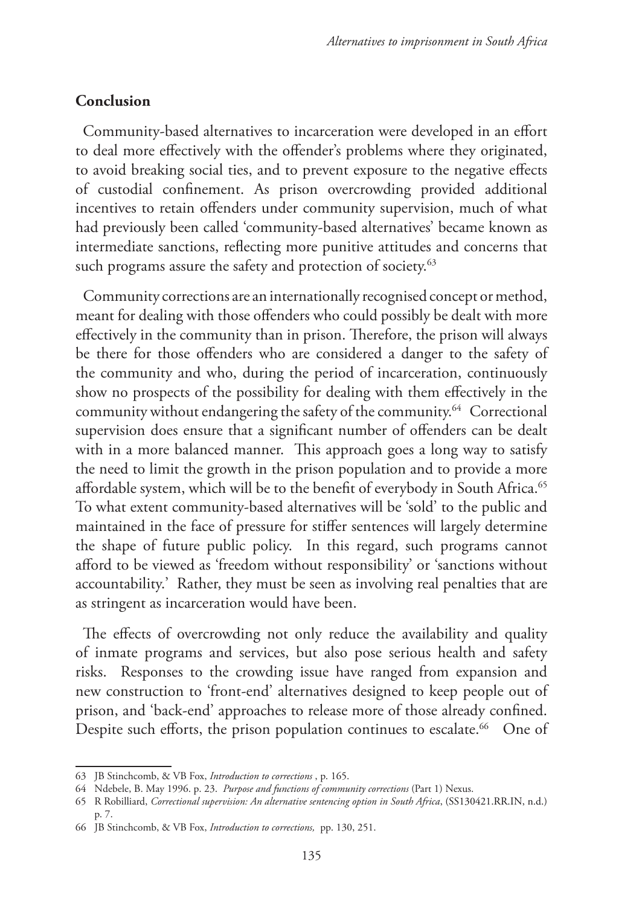## Conclusion

Community-based alternatives to incarceration were developed in an effort to deal more effectively with the offender's problems where they originated, to avoid breaking social ties, and to prevent exposure to the negative effects of custodial confinement. As prison overcrowding provided additional incentives to retain offenders under community supervision, much of what had previously been called 'community-based alternatives' became known as intermediate sanctions, reflecting more punitive attitudes and concerns that such programs assure the safety and protection of society.[63]

Community corrections are an internationally recognised concept or method, meant for dealing with those offenders who could possibly be dealt with more effectively in the community than in prison. Therefore, the prison will always be there for those offenders who are considered a danger to the safety of the community and who, during the period of incarceration, continuously show no prospects of the possibility for dealing with them effectively in the community without endangering the safety of the community.[64] Correctional supervision does ensure that a significant number of offenders can be dealt with in a more balanced manner. This approach goes a long way to satisfy the need to limit the growth in the prison population and to provide a more affordable system, which will be to the benefit of everybody in South Africa.[65] To what extent community-based alternatives will be 'sold' to the public and maintained in the face of pressure for stiffer sentences will largely determine the shape of future public policy. In this regard, such programs cannot afford to be viewed as 'freedom without responsibility' or 'sanctions without accountability.' Rather, they must be seen as involving real penalties that are as stringent as incarceration would have been.

The effects of overcrowding not only reduce the availability and quality of inmate programs and services, but also pose serious health and safety risks. Responses to the crowding issue have ranged from expansion and new construction to 'front-end' alternatives designed to keep people out of prison, and 'back-end' approaches to release more of those already confined. Despite such efforts, the prison population continues to escalate.[66] One of

63 JB Stinchcomb, & VB Fox, *Introduction to corrections* , p. 165.

64 Ndebele, B. May 1996. p. 23. *Purpose and functions of community corrections* (Part 1) Nexus.

65 R Robilliard, *Correctional supervision: An alternative sentencing option in South Africa*, (SS130421.RR.IN, n.d.) p. 7.

66 JB Stinchcomb, & VB Fox, *Introduction to corrections,* pp. 130, 251.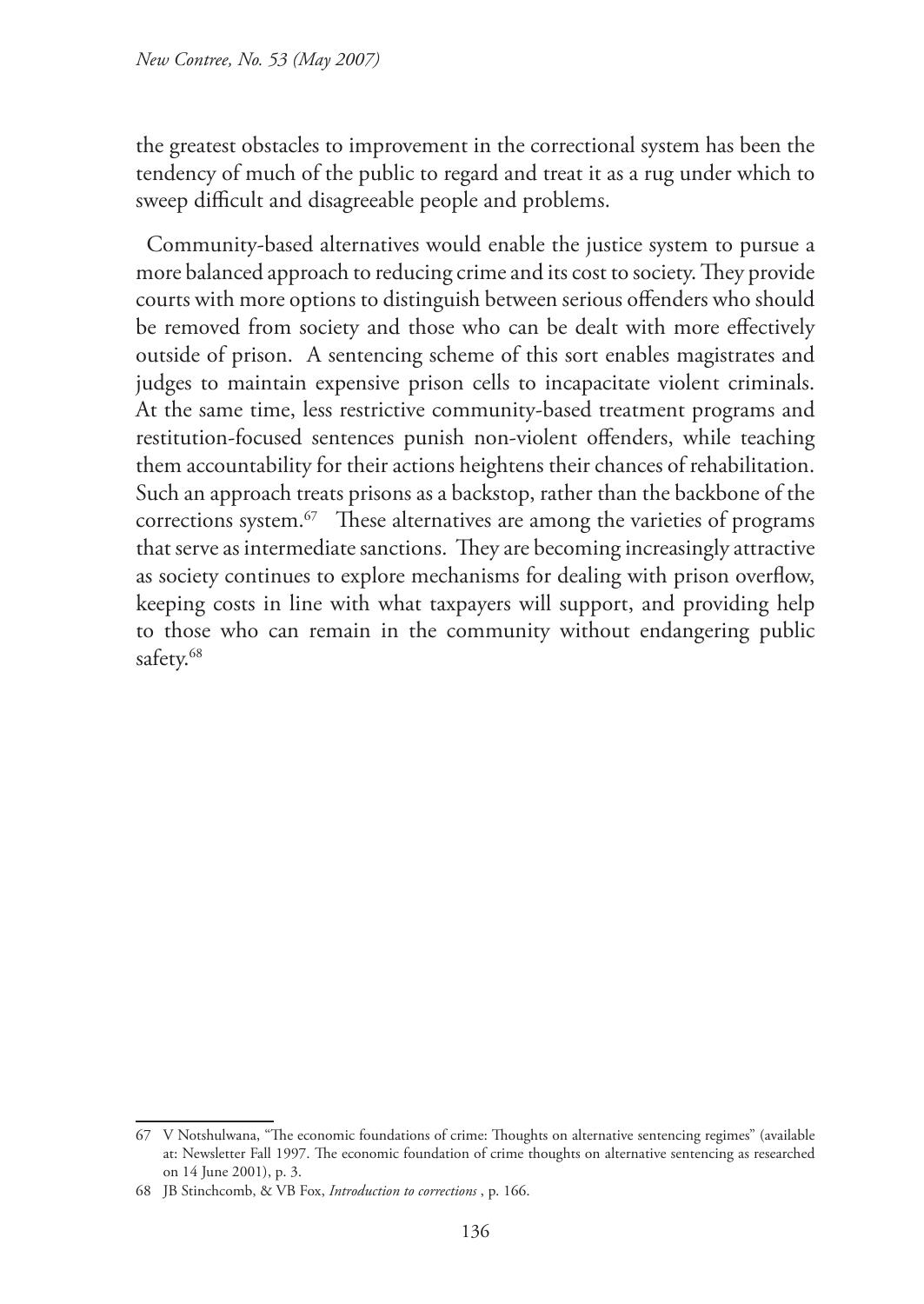the greatest obstacles to improvement in the correctional system has been the tendency of much of the public to regard and treat it as a rug under which to sweep difficult and disagreeable people and problems.

Community-based alternatives would enable the justice system to pursue a more balanced approach to reducing crime and its cost to society. They provide courts with more options to distinguish between serious offenders who should be removed from society and those who can be dealt with more effectively outside of prison. A sentencing scheme of this sort enables magistrates and judges to maintain expensive prison cells to incapacitate violent criminals. At the same time, less restrictive community-based treatment programs and restitution-focused sentences punish non-violent offenders, while teaching them accountability for their actions heightens their chances of rehabilitation. Such an approach treats prisons as a backstop, rather than the backbone of the corrections system.[67] These alternatives are among the varieties of programs that serve as intermediate sanctions. They are becoming increasingly attractive as society continues to explore mechanisms for dealing with prison overflow, keeping costs in line with what taxpayers will support, and providing help to those who can remain in the community without endangering public safety.[68]

---

67 V Notshulwana, "The economic foundations of crime: Thoughts on alternative sentencing regimes" (available at: Newsletter Fall 1997. The economic foundation of crime thoughts on alternative sentencing as researched on 14 June 2001), p. 3.

68 JB Stinchcomb, & VB Fox, *Introduction to corrections* , p. 166.